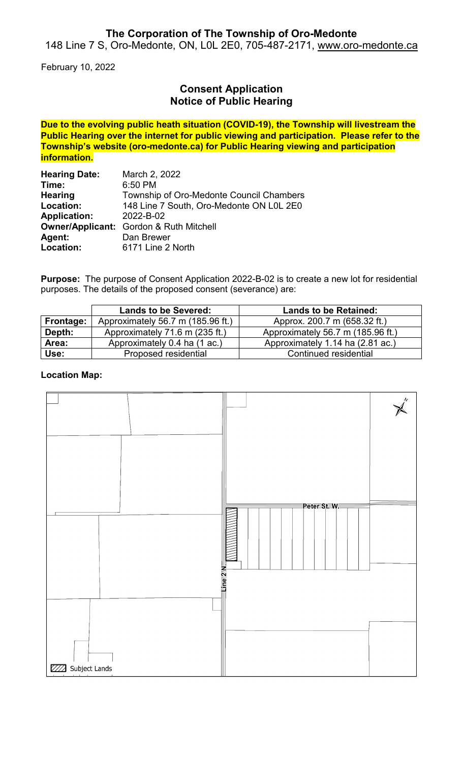# The Corporation of The Township of Oro-Medonte

148 Line 7 S, Oro-Medonte, ON, L0L 2E0, 705-487-2171, www.oro-medonte.ca

February 10, 2022

## Consent Application
## Notice of Public Hearing

**Due to the evolving public heath situation (COVID-19), the Township will livestream the Public Hearing over the internet for public viewing and participation. Please refer to the Township's website (oro-medonte.ca) for Public Hearing viewing and participation information.**

**Hearing Date:** March 2, 2022
**Time:** 6:50 PM
**Hearing Location:** Township of Oro-Medonte Council Chambers, 148 Line 7 South, Oro-Medonte ON L0L 2E0
**Application:** 2022-B-02
**Owner/Applicant:** Gordon & Ruth Mitchell
**Agent:** Dan Brewer
**Location:** 6171 Line 2 North

**Purpose:** The purpose of Consent Application 2022-B-02 is to create a new lot for residential purposes. The details of the proposed consent (severance) are:

| | Lands to be Severed: | Lands to be Retained: |
|---|---|---|
| **Frontage:** | Approximately 56.7 m (185.96 ft.) | Approx. 200.7 m (658.32 ft.) |
| **Depth:** | Approximately 71.6 m (235 ft.) | Approximately 56.7 m (185.96 ft.) |
| **Area:** | Approximately 0.4 ha (1 ac.) | Approximately 1.14 ha (2.81 ac.) |
| **Use:** | Proposed residential | Continued residential |

**Location Map:**

Peter St. W.

Line 2 N

Subject Lands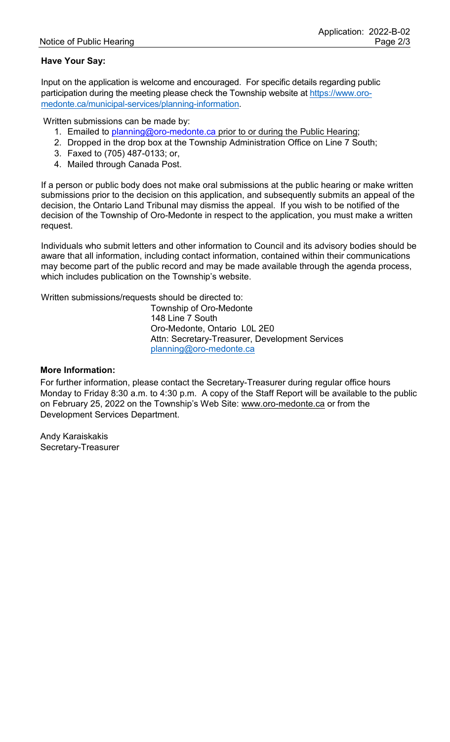**Have Your Say:**

Input on the application is welcome and encouraged. For specific details regarding public participation during the meeting please check the Township website at https://www.oro-medonte.ca/municipal-services/planning-information.

Written submissions can be made by:

1. Emailed to planning@oro-medonte.ca prior to or during the Public Hearing;
2. Dropped in the drop box at the Township Administration Office on Line 7 South;
3. Faxed to (705) 487-0133; or,
4. Mailed through Canada Post.

If a person or public body does not make oral submissions at the public hearing or make written submissions prior to the decision on this application, and subsequently submits an appeal of the decision, the Ontario Land Tribunal may dismiss the appeal. If you wish to be notified of the decision of the Township of Oro-Medonte in respect to the application, you must make a written request.

Individuals who submit letters and other information to Council and its advisory bodies should be aware that all information, including contact information, contained within their communications may become part of the public record and may be made available through the agenda process, which includes publication on the Township's website.

Written submissions/requests should be directed to:

Township of Oro-Medonte
148 Line 7 South
Oro-Medonte, Ontario L0L 2E0
Attn: Secretary-Treasurer, Development Services
planning@oro-medonte.ca

**More Information:**

For further information, please contact the Secretary-Treasurer during regular office hours Monday to Friday 8:30 a.m. to 4:30 p.m. A copy of the Staff Report will be available to the public on February 25, 2022 on the Township's Web Site: www.oro-medonte.ca or from the Development Services Department.

Andy Karaiskakis
Secretary-Treasurer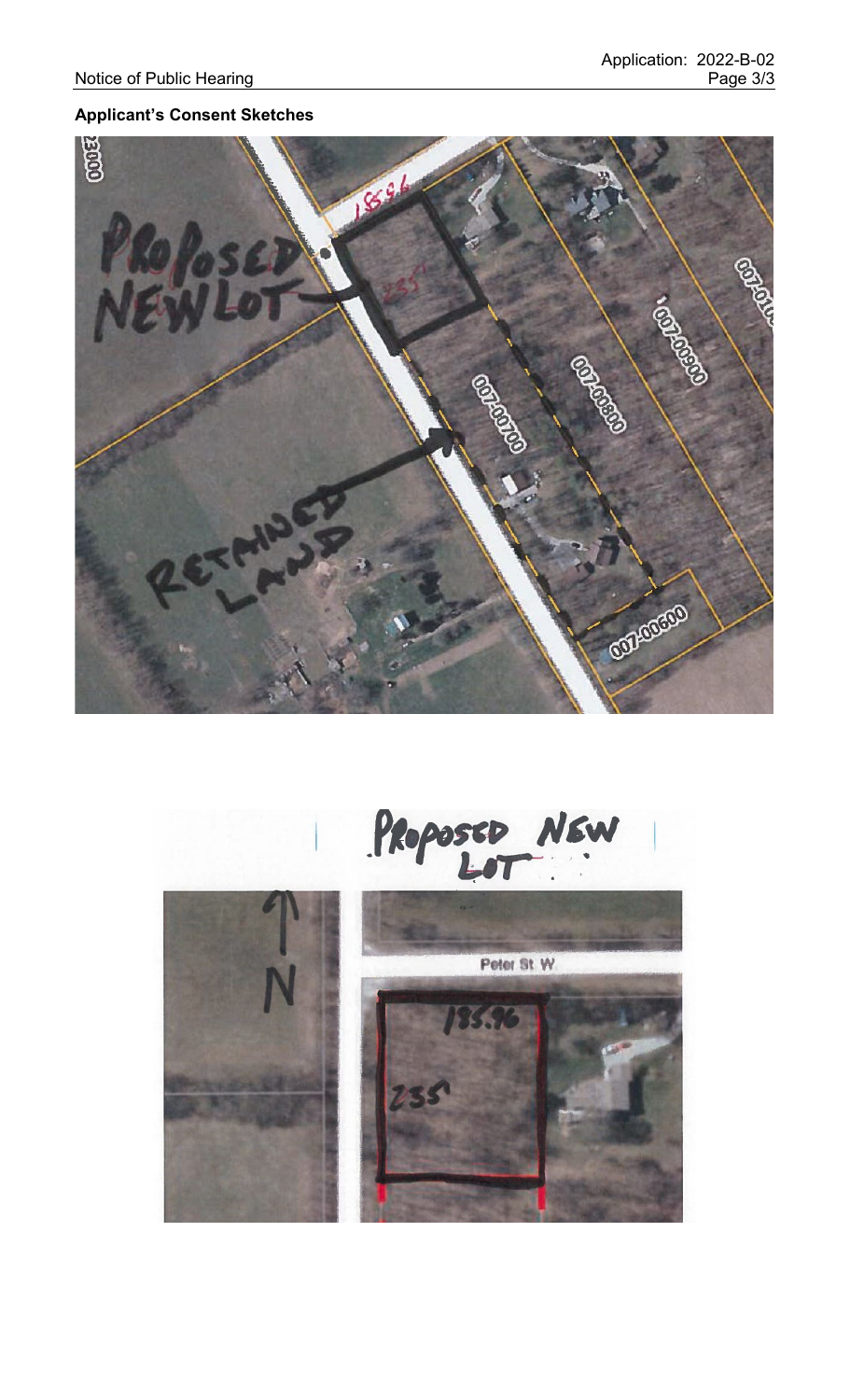**Applicant's Consent Sketches**

PROPOSED NEW LOT

RETAINED LAND

185.96

235'

007-00700

007-00800

007-00900

007-00600

PROPOSED NEW LOT

N

Peter St W

185.96

235'